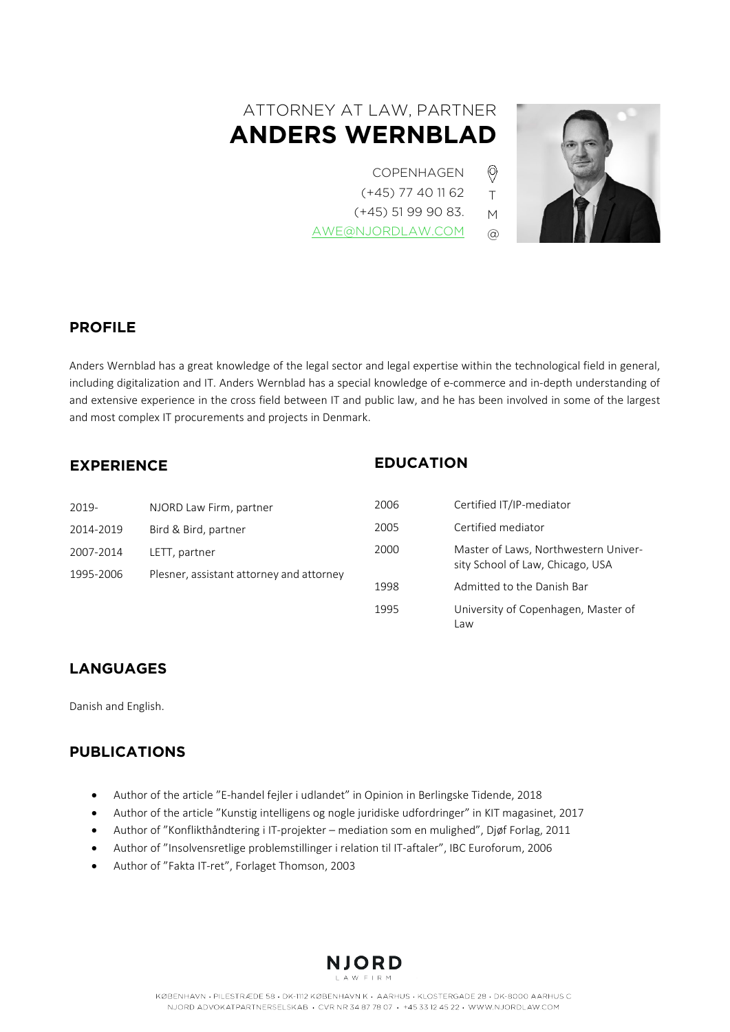ATTORNEY AT LAW, PARTNER

# ANDERS WERNBLAD

COPENHAGEN
(+45) 77 40 11 62 T
(+45) 51 99 90 83. M
AWE@NJORDLAW.COM @

## PROFILE

Anders Wernblad has a great knowledge of the legal sector and legal expertise within the technological field in general, including digitalization and IT. Anders Wernblad has a special knowledge of e-commerce and in-depth understanding of and extensive experience in the cross field between IT and public law, and he has been involved in some of the largest and most complex IT procurements and projects in Denmark.

## EXPERIENCE

| | |
|---|---|
| 2019- | NJORD Law Firm, partner |
| 2014-2019 | Bird & Bird, partner |
| 2007-2014 | LETT, partner |
| 1995-2006 | Plesner, assistant attorney and attorney |

## EDUCATION

| | |
|---|---|
| 2006 | Certified IT/IP-mediator |
| 2005 | Certified mediator |
| 2000 | Master of Laws, Northwestern University School of Law, Chicago, USA |
| 1998 | Admitted to the Danish Bar |
| 1995 | University of Copenhagen, Master of Law |

## LANGUAGES

Danish and English.

## PUBLICATIONS

- Author of the article ”E-handel fejler i udlandet” in Opinion in Berlingske Tidende, 2018
- Author of the article ”Kunstig intelligens og nogle juridiske udfordringer” in KIT magasinet, 2017
- Author of ”Konflikthåndtering i IT-projekter – mediation som en mulighed”, Djøf Forlag, 2011
- Author of ”Insolvensretlige problemstillinger i relation til IT-aftaler”, IBC Euroforum, 2006
- Author of ”Fakta IT-ret”, Forlaget Thomson, 2003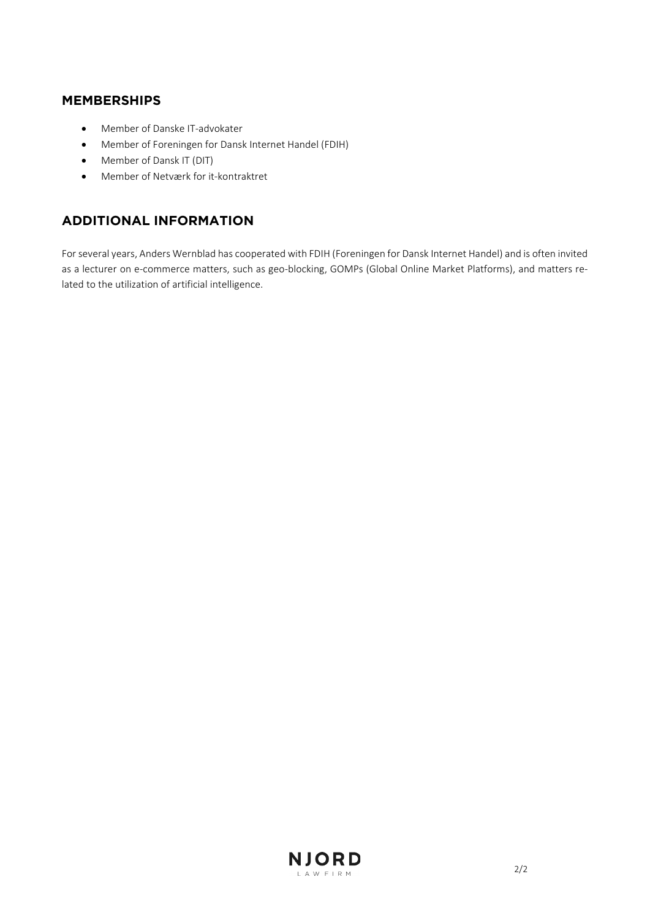## MEMBERSHIPS

- Member of Danske IT-advokater
- Member of Foreningen for Dansk Internet Handel (FDIH)
- Member of Dansk IT (DIT)
- Member of Netværk for it-kontraktret

## ADDITIONAL INFORMATION

For several years, Anders Wernblad has cooperated with FDIH (Foreningen for Dansk Internet Handel) and is often invited as a lecturer on e-commerce matters, such as geo-blocking, GOMPs (Global Online Market Platforms), and matters related to the utilization of artificial intelligence.